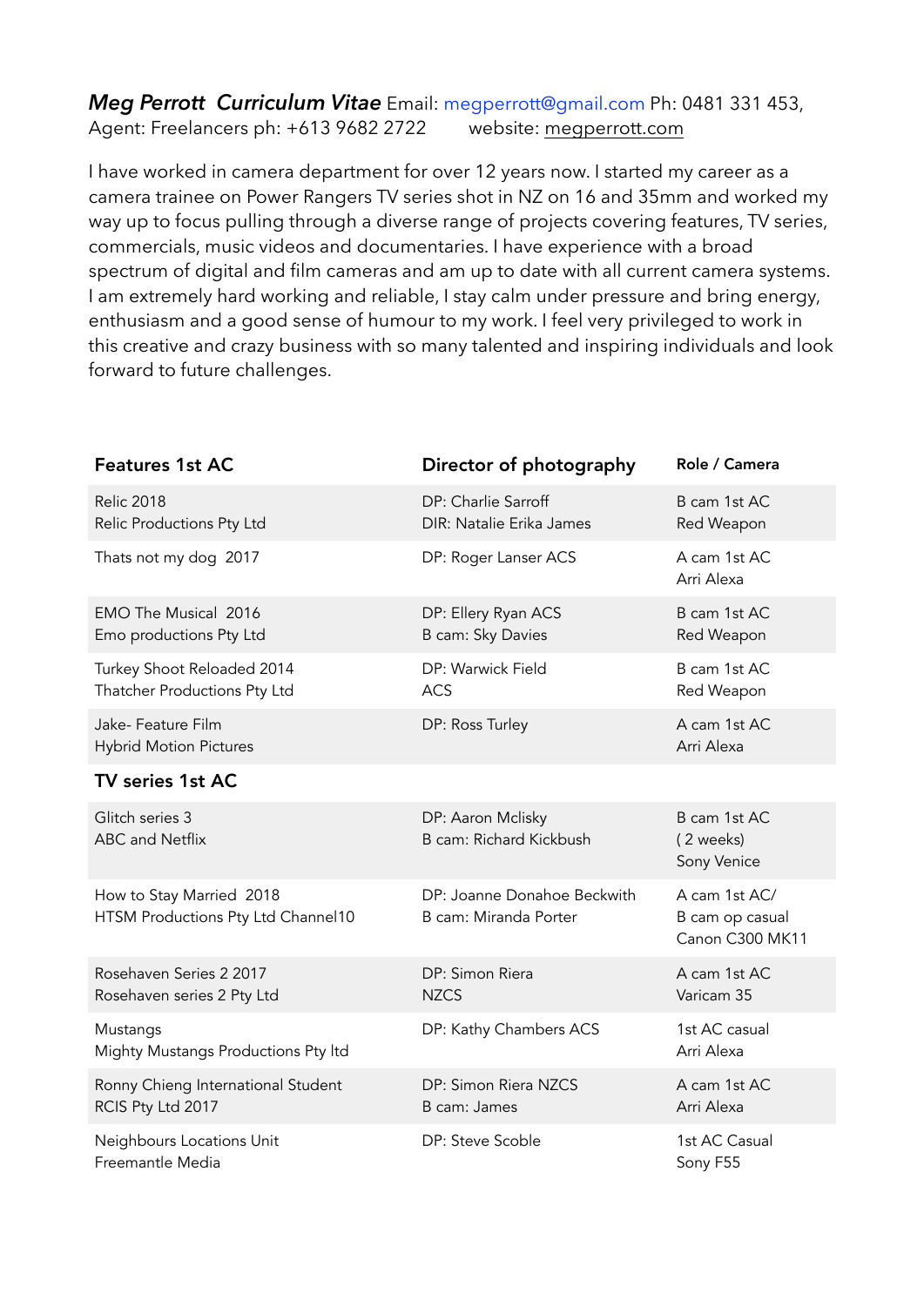***Meg Perrott Curriculum Vitae*** Email: megperrott@gmail.com Ph: 0481 331 453,
Agent: Freelancers ph: +613 9682 2722 website: megperrott.com

I have worked in camera department for over 12 years now. I started my career as a camera trainee on Power Rangers TV series shot in NZ on 16 and 35mm and worked my way up to focus pulling through a diverse range of projects covering features, TV series, commercials, music videos and documentaries. I have experience with a broad spectrum of digital and film cameras and am up to date with all current camera systems. I am extremely hard working and reliable, I stay calm under pressure and bring energy, enthusiasm and a good sense of humour to my work. I feel very privileged to work in this creative and crazy business with so many talented and inspiring individuals and look forward to future challenges.

| **Features 1st AC** | **Director of photography** | **Role / Camera** |
|---|---|---|
| Relic 2018<br>Relic Productions Pty Ltd | DP: Charlie Sarroff<br>DIR: Natalie Erika James | B cam 1st AC<br>Red Weapon |
| Thats not my dog 2017 | DP: Roger Lanser ACS | A cam 1st AC<br>Arri Alexa |
| EMO The Musical 2016<br>Emo productions Pty Ltd | DP: Ellery Ryan ACS<br>B cam: Sky Davies | B cam 1st AC<br>Red Weapon |
| Turkey Shoot Reloaded 2014<br>Thatcher Productions Pty Ltd | DP: Warwick Field<br>ACS | B cam 1st AC<br>Red Weapon |
| Jake- Feature Film<br>Hybrid Motion Pictures | DP: Ross Turley | A cam 1st AC<br>Arri Alexa |
| **TV series 1st AC** | | |
| Glitch series 3<br>ABC and Netflix | DP: Aaron Mclisky<br>B cam: Richard Kickbush | B cam 1st AC<br>( 2 weeks)<br>Sony Venice |
| How to Stay Married 2018<br>HTSM Productions Pty Ltd Channel10 | DP: Joanne Donahoe Beckwith<br>B cam: Miranda Porter | A cam 1st AC/<br>B cam op casual<br>Canon C300 MK11 |
| Rosehaven Series 2 2017<br>Rosehaven series 2 Pty Ltd | DP: Simon Riera<br>NZCS | A cam 1st AC<br>Varicam 35 |
| Mustangs<br>Mighty Mustangs Productions Pty ltd | DP: Kathy Chambers ACS | 1st AC casual<br>Arri Alexa |
| Ronny Chieng International Student<br>RCIS Pty Ltd 2017 | DP: Simon Riera NZCS<br>B cam: James | A cam 1st AC<br>Arri Alexa |
| Neighbours Locations Unit<br>Freemantle Media | DP: Steve Scoble | 1st AC Casual<br>Sony F55 |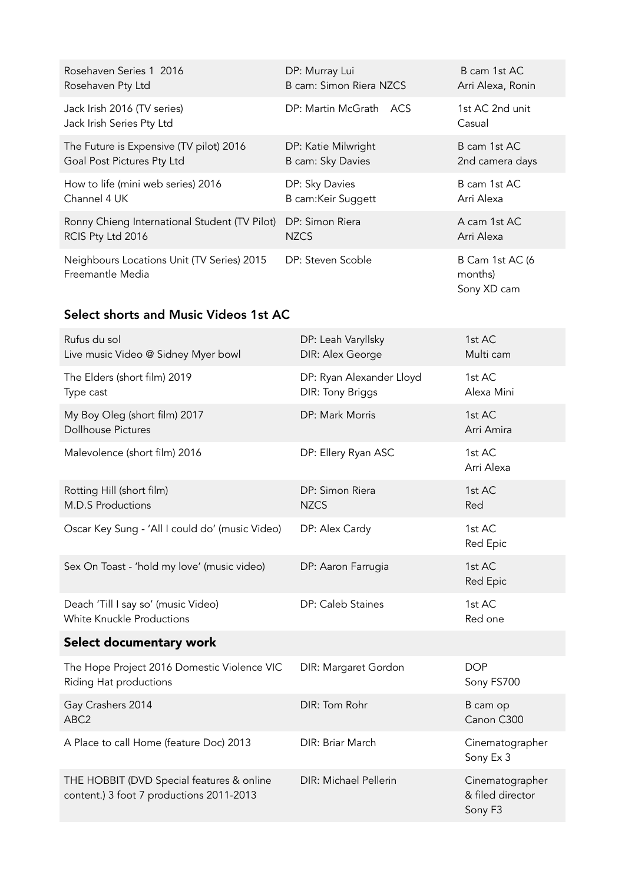| | | |
|---|---|---|
| Rosehaven Series 1 2016<br>Rosehaven Pty Ltd | DP: Murray Lui<br>B cam: Simon Riera NZCS | B cam 1st AC<br>Arri Alexa, Ronin |
| Jack Irish 2016 (TV series)<br>Jack Irish Series Pty Ltd | DP: Martin McGrath ACS | 1st AC 2nd unit<br>Casual |
| The Future is Expensive (TV pilot) 2016<br>Goal Post Pictures Pty Ltd | DP: Katie Milwright<br>B cam: Sky Davies | B cam 1st AC<br>2nd camera days |
| How to life (mini web series) 2016<br>Channel 4 UK | DP: Sky Davies<br>B cam:Keir Suggett | B cam 1st AC<br>Arri Alexa |
| Ronny Chieng International Student (TV Pilot)<br>RCIS Pty Ltd 2016 | DP: Simon Riera<br>NZCS | A cam 1st AC<br>Arri Alexa |
| Neighbours Locations Unit (TV Series) 2015<br>Freemantle Media | DP: Steven Scoble | B Cam 1st AC (6 months)<br>Sony XD cam |

## Select shorts and Music Videos 1st AC

| | | |
|---|---|---|
| Rufus du sol<br>Live music Video @ Sidney Myer bowl | DP: Leah Varyllsky<br>DIR: Alex George | 1st AC<br>Multi cam |
| The Elders (short film) 2019<br>Type cast | DP: Ryan Alexander Lloyd<br>DIR: Tony Briggs | 1st AC<br>Alexa Mini |
| My Boy Oleg (short film) 2017<br>Dollhouse Pictures | DP: Mark Morris | 1st AC<br>Arri Amira |
| Malevolence (short film) 2016 | DP: Ellery Ryan ASC | 1st AC<br>Arri Alexa |
| Rotting Hill (short film)<br>M.D.S Productions | DP: Simon Riera<br>NZCS | 1st AC<br>Red |
| Oscar Key Sung - 'All I could do' (music Video) | DP: Alex Cardy | 1st AC<br>Red Epic |
| Sex On Toast - 'hold my love' (music video) | DP: Aaron Farrugia | 1st AC<br>Red Epic |
| Deach 'Till I say so' (music Video)<br>White Knuckle Productions | DP: Caleb Staines | 1st AC<br>Red one |

## Select documentary work

| | | |
|---|---|---|
| The Hope Project 2016 Domestic Violence VIC<br>Riding Hat productions | DIR: Margaret Gordon | DOP<br>Sony FS700 |
| Gay Crashers 2014<br>ABC2 | DIR: Tom Rohr | B cam op<br>Canon C300 |
| A Place to call Home (feature Doc) 2013 | DIR: Briar March | Cinematographer<br>Sony Ex 3 |
| THE HOBBIT (DVD Special features & online content.) 3 foot 7 productions 2011-2013 | DIR: Michael Pellerin | Cinematographer & filed director<br>Sony F3 |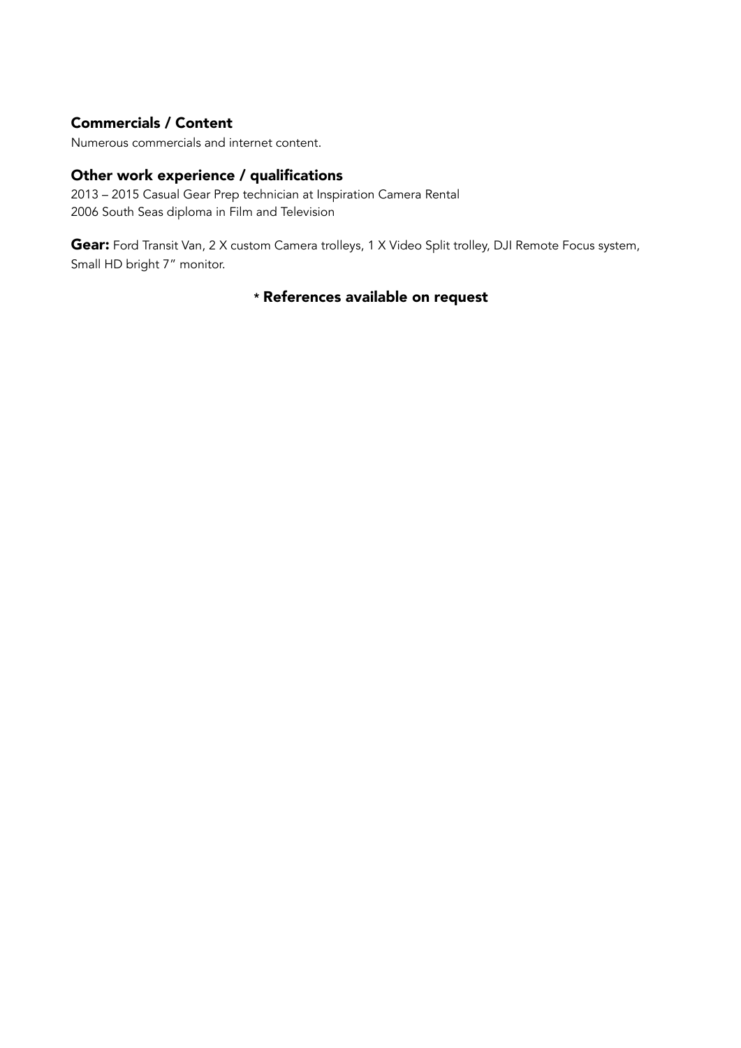## Commercials / Content

Numerous commercials and internet content.

## Other work experience / qualifications

2013 – 2015 Casual Gear Prep technician at Inspiration Camera Rental
2006 South Seas diploma in Film and Television

**Gear:** Ford Transit Van, 2 X custom Camera trolleys, 1 X Video Split trolley, DJI Remote Focus system, Small HD bright 7" monitor.

**\* References available on request**